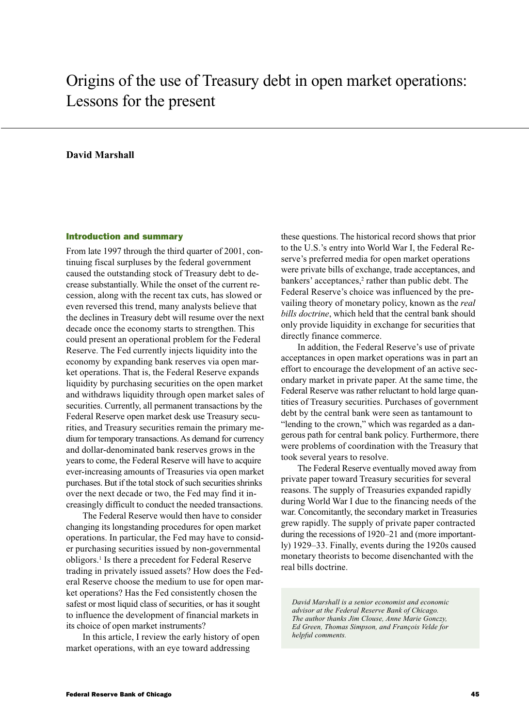# Origins of the use of Treasury debt in open market operations: Lessons for the present

**David Marshall**

## Introduction and summary

From late 1997 through the third quarter of 2001, continuing fiscal surpluses by the federal government caused the outstanding stock of Treasury debt to decrease substantially. While the onset of the current recession, along with the recent tax cuts, has slowed or even reversed this trend, many analysts believe that the declines in Treasury debt will resume over the next decade once the economy starts to strengthen. This could present an operational problem for the Federal Reserve. The Fed currently injects liquidity into the economy by expanding bank reserves via open market operations. That is, the Federal Reserve expands liquidity by purchasing securities on the open market and withdraws liquidity through open market sales of securities. Currently, all permanent transactions by the Federal Reserve open market desk use Treasury securities, and Treasury securities remain the primary medium for temporary transactions. As demand for currency and dollar-denominated bank reserves grows in the years to come, the Federal Reserve will have to acquire ever-increasing amounts of Treasuries via open market purchases. But if the total stock of such securities shrinks over the next decade or two, the Fed may find it increasingly difficult to conduct the needed transactions.

The Federal Reserve would then have to consider changing its longstanding procedures for open market operations. In particular, the Fed may have to consider purchasing securities issued by non-governmental obligors.[1] Is there a precedent for Federal Reserve trading in privately issued assets? How does the Federal Reserve choose the medium to use for open market operations? Has the Fed consistently chosen the safest or most liquid class of securities, or has it sought to influence the development of financial markets in its choice of open market instruments?

In this article, I review the early history of open market operations, with an eye toward addressing these questions. The historical record shows that prior to the U.S.'s entry into World War I, the Federal Reserve's preferred media for open market operations were private bills of exchange, trade acceptances, and bankers' acceptances,[2] rather than public debt. The Federal Reserve's choice was influenced by the prevailing theory of monetary policy, known as the *real bills doctrine*, which held that the central bank should only provide liquidity in exchange for securities that directly finance commerce.

In addition, the Federal Reserve's use of private acceptances in open market operations was in part an effort to encourage the development of an active secondary market in private paper. At the same time, the Federal Reserve was rather reluctant to hold large quantities of Treasury securities. Purchases of government debt by the central bank were seen as tantamount to "lending to the crown," which was regarded as a dangerous path for central bank policy. Furthermore, there were problems of coordination with the Treasury that took several years to resolve.

The Federal Reserve eventually moved away from private paper toward Treasury securities for several reasons. The supply of Treasuries expanded rapidly during World War I due to the financing needs of the war. Concomitantly, the secondary market in Treasuries grew rapidly. The supply of private paper contracted during the recessions of 1920–21 and (more importantly) 1929–33. Finally, events during the 1920s caused monetary theorists to become disenchanted with the real bills doctrine.

*David Marshall is a senior economist and economic advisor at the Federal Reserve Bank of Chicago. The author thanks Jim Clouse, Anne Marie Gonczy, Ed Green, Thomas Simpson, and François Velde for helpful comments.*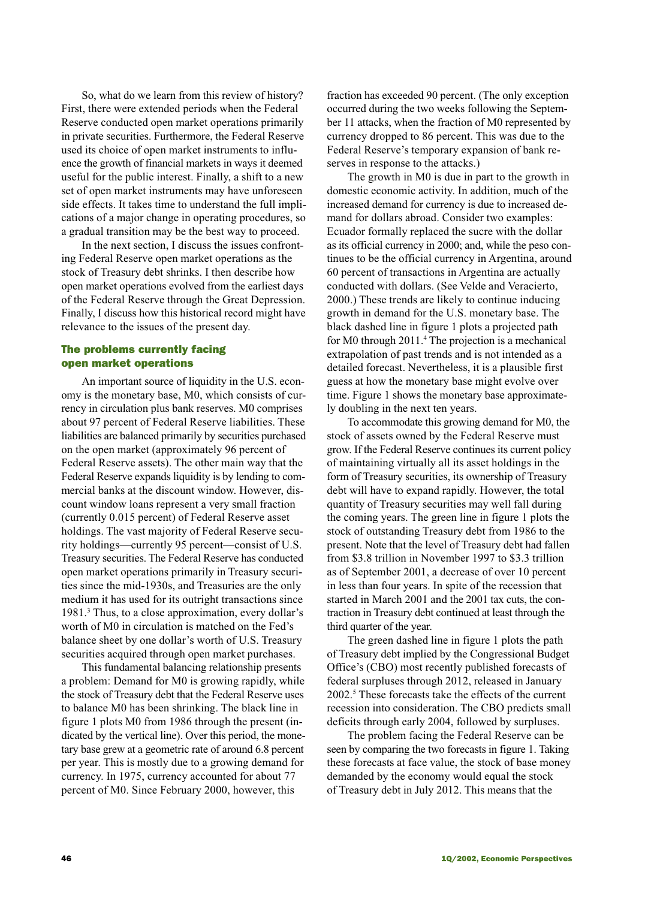So, what do we learn from this review of history? First, there were extended periods when the Federal Reserve conducted open market operations primarily in private securities. Furthermore, the Federal Reserve used its choice of open market instruments to influence the growth of financial markets in ways it deemed useful for the public interest. Finally, a shift to a new set of open market instruments may have unforeseen side effects. It takes time to understand the full implications of a major change in operating procedures, so a gradual transition may be the best way to proceed.

In the next section, I discuss the issues confronting Federal Reserve open market operations as the stock of Treasury debt shrinks. I then describe how open market operations evolved from the earliest days of the Federal Reserve through the Great Depression. Finally, I discuss how this historical record might have relevance to the issues of the present day.

## The problems currently facing open market operations

An important source of liquidity in the U.S. economy is the monetary base, M0, which consists of currency in circulation plus bank reserves. M0 comprises about 97 percent of Federal Reserve liabilities. These liabilities are balanced primarily by securities purchased on the open market (approximately 96 percent of Federal Reserve assets). The other main way that the Federal Reserve expands liquidity is by lending to commercial banks at the discount window. However, discount window loans represent a very small fraction (currently 0.015 percent) of Federal Reserve asset holdings. The vast majority of Federal Reserve security holdings—currently 95 percent—consist of U.S. Treasury securities. The Federal Reserve has conducted open market operations primarily in Treasury securities since the mid-1930s, and Treasuries are the only medium it has used for its outright transactions since 1981.[3] Thus, to a close approximation, every dollar's worth of M0 in circulation is matched on the Fed's balance sheet by one dollar's worth of U.S. Treasury securities acquired through open market purchases.

This fundamental balancing relationship presents a problem: Demand for M0 is growing rapidly, while the stock of Treasury debt that the Federal Reserve uses to balance M0 has been shrinking. The black line in figure 1 plots M0 from 1986 through the present (indicated by the vertical line). Over this period, the monetary base grew at a geometric rate of around 6.8 percent per year. This is mostly due to a growing demand for currency. In 1975, currency accounted for about 77 percent of M0. Since February 2000, however, this fraction has exceeded 90 percent. (The only exception occurred during the two weeks following the September 11 attacks, when the fraction of M0 represented by currency dropped to 86 percent. This was due to the Federal Reserve's temporary expansion of bank reserves in response to the attacks.)

The growth in M0 is due in part to the growth in domestic economic activity. In addition, much of the increased demand for currency is due to increased demand for dollars abroad. Consider two examples: Ecuador formally replaced the sucre with the dollar as its official currency in 2000; and, while the peso continues to be the official currency in Argentina, around 60 percent of transactions in Argentina are actually conducted with dollars. (See Velde and Veracierto, 2000.) These trends are likely to continue inducing growth in demand for the U.S. monetary base. The black dashed line in figure 1 plots a projected path for M0 through 2011.[4] The projection is a mechanical extrapolation of past trends and is not intended as a detailed forecast. Nevertheless, it is a plausible first guess at how the monetary base might evolve over time. Figure 1 shows the monetary base approximately doubling in the next ten years.

To accommodate this growing demand for M0, the stock of assets owned by the Federal Reserve must grow. If the Federal Reserve continues its current policy of maintaining virtually all its asset holdings in the form of Treasury securities, its ownership of Treasury debt will have to expand rapidly. However, the total quantity of Treasury securities may well fall during the coming years. The green line in figure 1 plots the stock of outstanding Treasury debt from 1986 to the present. Note that the level of Treasury debt had fallen from $3.8 trillion in November 1997 to $3.3 trillion as of September 2001, a decrease of over 10 percent in less than four years. In spite of the recession that started in March 2001 and the 2001 tax cuts, the contraction in Treasury debt continued at least through the third quarter of the year.

The green dashed line in figure 1 plots the path of Treasury debt implied by the Congressional Budget Office's (CBO) most recently published forecasts of federal surpluses through 2012, released in January 2002.[5] These forecasts take the effects of the current recession into consideration. The CBO predicts small deficits through early 2004, followed by surpluses.

The problem facing the Federal Reserve can be seen by comparing the two forecasts in figure 1. Taking these forecasts at face value, the stock of base money demanded by the economy would equal the stock of Treasury debt in July 2012. This means that the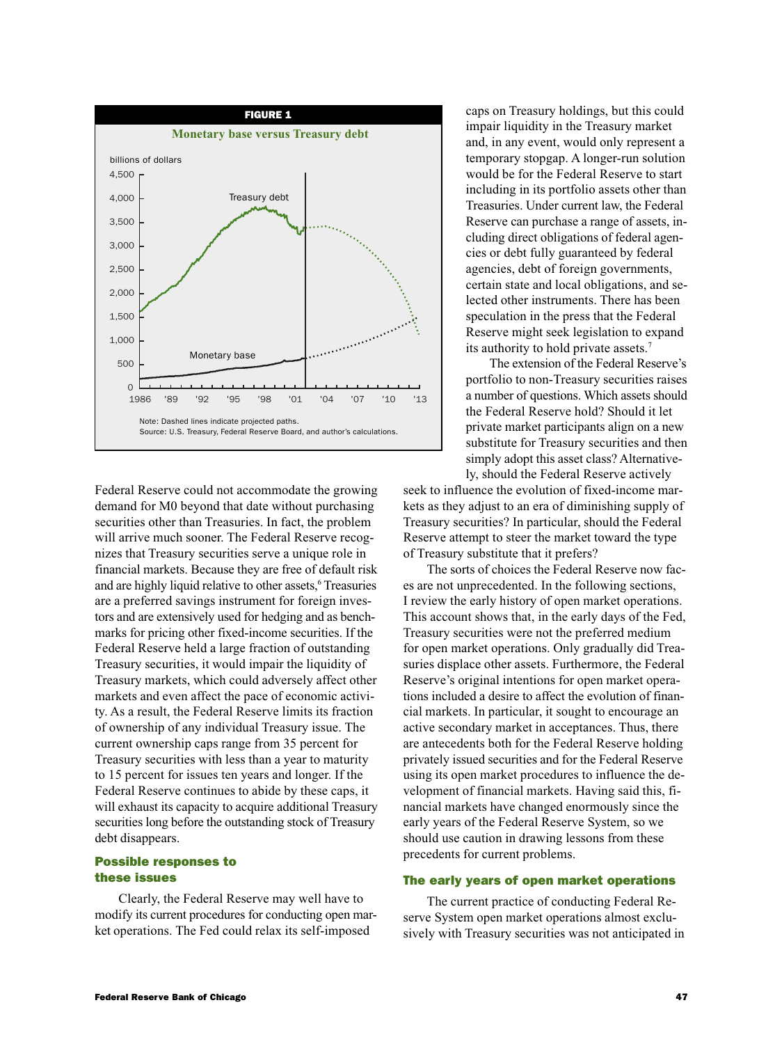**FIGURE 1**

**Monetary base versus Treasury debt**

Note: Dashed lines indicate projected paths.
Source: U.S. Treasury, Federal Reserve Board, and author's calculations.

Federal Reserve could not accommodate the growing demand for M0 beyond that date without purchasing securities other than Treasuries. In fact, the problem will arrive much sooner. The Federal Reserve recognizes that Treasury securities serve a unique role in financial markets. Because they are free of default risk and are highly liquid relative to other assets,[6] Treasuries are a preferred savings instrument for foreign investors and are extensively used for hedging and as benchmarks for pricing other fixed-income securities. If the Federal Reserve held a large fraction of outstanding Treasury securities, it would impair the liquidity of Treasury markets, which could adversely affect other markets and even affect the pace of economic activity. As a result, the Federal Reserve limits its fraction of ownership of any individual Treasury issue. The current ownership caps range from 35 percent for Treasury securities with less than a year to maturity to 15 percent for issues ten years and longer. If the Federal Reserve continues to abide by these caps, it will exhaust its capacity to acquire additional Treasury securities long before the outstanding stock of Treasury debt disappears.

## Possible responses to these issues

Clearly, the Federal Reserve may well have to modify its current procedures for conducting open market operations. The Fed could relax its self-imposed caps on Treasury holdings, but this could impair liquidity in the Treasury market and, in any event, would only represent a temporary stopgap. A longer-run solution would be for the Federal Reserve to start including in its portfolio assets other than Treasuries. Under current law, the Federal Reserve can purchase a range of assets, including direct obligations of federal agencies or debt fully guaranteed by federal agencies, debt of foreign governments, certain state and local obligations, and selected other instruments. There has been speculation in the press that the Federal Reserve might seek legislation to expand its authority to hold private assets.[7]

The extension of the Federal Reserve's portfolio to non-Treasury securities raises a number of questions. Which assets should the Federal Reserve hold? Should it let private market participants align on a new substitute for Treasury securities and then simply adopt this asset class? Alternatively, should the Federal Reserve actively seek to influence the evolution of fixed-income markets as they adjust to an era of diminishing supply of Treasury securities? In particular, should the Federal Reserve attempt to steer the market toward the type of Treasury substitute that it prefers?

The sorts of choices the Federal Reserve now faces are not unprecedented. In the following sections, I review the early history of open market operations. This account shows that, in the early days of the Fed, Treasury securities were not the preferred medium for open market operations. Only gradually did Treasuries displace other assets. Furthermore, the Federal Reserve's original intentions for open market operations included a desire to affect the evolution of financial markets. In particular, it sought to encourage an active secondary market in acceptances. Thus, there are antecedents both for the Federal Reserve holding privately issued securities and for the Federal Reserve using its open market procedures to influence the development of financial markets. Having said this, financial markets have changed enormously since the early years of the Federal Reserve System, so we should use caution in drawing lessons from these precedents for current problems.

## The early years of open market operations

The current practice of conducting Federal Reserve System open market operations almost exclusively with Treasury securities was not anticipated in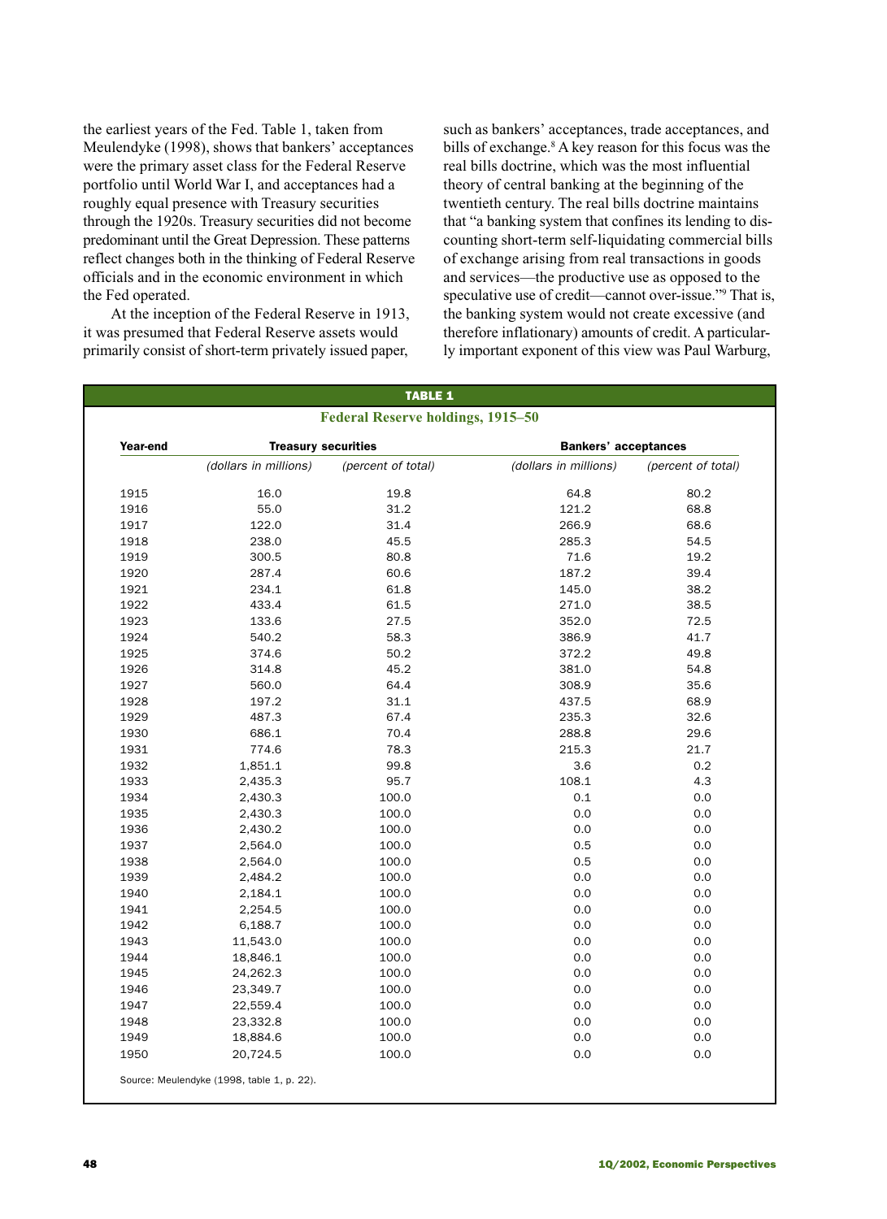the earliest years of the Fed. Table 1, taken from Meulendyke (1998), shows that bankers' acceptances were the primary asset class for the Federal Reserve portfolio until World War I, and acceptances had a roughly equal presence with Treasury securities through the 1920s. Treasury securities did not become predominant until the Great Depression. These patterns reflect changes both in the thinking of Federal Reserve officials and in the economic environment in which the Fed operated.

At the inception of the Federal Reserve in 1913, it was presumed that Federal Reserve assets would primarily consist of short-term privately issued paper, such as bankers' acceptances, trade acceptances, and bills of exchange.[8] A key reason for this focus was the real bills doctrine, which was the most influential theory of central banking at the beginning of the twentieth century. The real bills doctrine maintains that "a banking system that confines its lending to discounting short-term self-liquidating commercial bills of exchange arising from real transactions in goods and services—the productive use as opposed to the speculative use of credit—cannot over-issue."[9] That is, the banking system would not create excessive (and therefore inflationary) amounts of credit. A particularly important exponent of this view was Paul Warburg,

**TABLE 1**

**Federal Reserve holdings, 1915–50**

| Year-end | Treasury securities | | Bankers' acceptances | |
|---|---|---|---|---|
| | *(dollars in millions)* | *(percent of total)* | *(dollars in millions)* | *(percent of total)* |
| 1915 | 16.0 | 19.8 | 64.8 | 80.2 |
| 1916 | 55.0 | 31.2 | 121.2 | 68.8 |
| 1917 | 122.0 | 31.4 | 266.9 | 68.6 |
| 1918 | 238.0 | 45.5 | 285.3 | 54.5 |
| 1919 | 300.5 | 80.8 | 71.6 | 19.2 |
| 1920 | 287.4 | 60.6 | 187.2 | 39.4 |
| 1921 | 234.1 | 61.8 | 145.0 | 38.2 |
| 1922 | 433.4 | 61.5 | 271.0 | 38.5 |
| 1923 | 133.6 | 27.5 | 352.0 | 72.5 |
| 1924 | 540.2 | 58.3 | 386.9 | 41.7 |
| 1925 | 374.6 | 50.2 | 372.2 | 49.8 |
| 1926 | 314.8 | 45.2 | 381.0 | 54.8 |
| 1927 | 560.0 | 64.4 | 308.9 | 35.6 |
| 1928 | 197.2 | 31.1 | 437.5 | 68.9 |
| 1929 | 487.3 | 67.4 | 235.3 | 32.6 |
| 1930 | 686.1 | 70.4 | 288.8 | 29.6 |
| 1931 | 774.6 | 78.3 | 215.3 | 21.7 |
| 1932 | 1,851.1 | 99.8 | 3.6 | 0.2 |
| 1933 | 2,435.3 | 95.7 | 108.1 | 4.3 |
| 1934 | 2,430.3 | 100.0 | 0.1 | 0.0 |
| 1935 | 2,430.3 | 100.0 | 0.0 | 0.0 |
| 1936 | 2,430.2 | 100.0 | 0.0 | 0.0 |
| 1937 | 2,564.0 | 100.0 | 0.5 | 0.0 |
| 1938 | 2,564.0 | 100.0 | 0.5 | 0.0 |
| 1939 | 2,484.2 | 100.0 | 0.0 | 0.0 |
| 1940 | 2,184.1 | 100.0 | 0.0 | 0.0 |
| 1941 | 2,254.5 | 100.0 | 0.0 | 0.0 |
| 1942 | 6,188.7 | 100.0 | 0.0 | 0.0 |
| 1943 | 11,543.0 | 100.0 | 0.0 | 0.0 |
| 1944 | 18,846.1 | 100.0 | 0.0 | 0.0 |
| 1945 | 24,262.3 | 100.0 | 0.0 | 0.0 |
| 1946 | 23,349.7 | 100.0 | 0.0 | 0.0 |
| 1947 | 22,559.4 | 100.0 | 0.0 | 0.0 |
| 1948 | 23,332.8 | 100.0 | 0.0 | 0.0 |
| 1949 | 18,884.6 | 100.0 | 0.0 | 0.0 |
| 1950 | 20,724.5 | 100.0 | 0.0 | 0.0 |

Source: Meulendyke (1998, table 1, p. 22).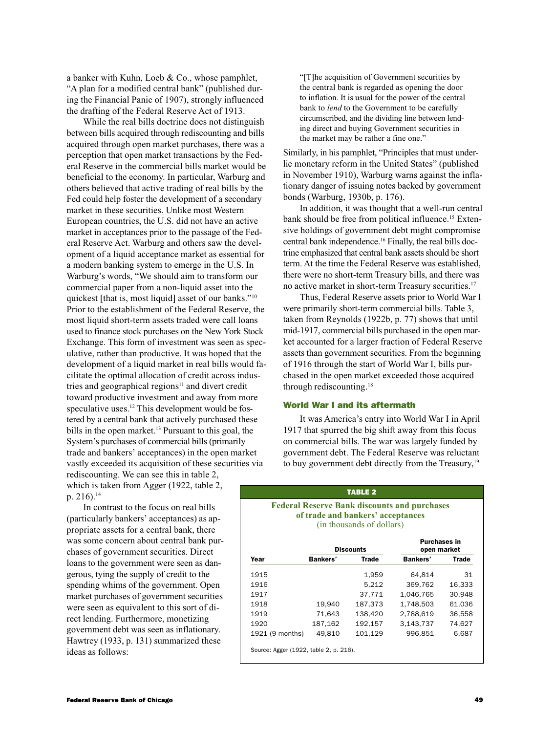a banker with Kuhn, Loeb & Co., whose pamphlet, "A plan for a modified central bank" (published during the Financial Panic of 1907), strongly influenced the drafting of the Federal Reserve Act of 1913.

While the real bills doctrine does not distinguish between bills acquired through rediscounting and bills acquired through open market purchases, there was a perception that open market transactions by the Federal Reserve in the commercial bills market would be beneficial to the economy. In particular, Warburg and others believed that active trading of real bills by the Fed could help foster the development of a secondary market in these securities. Unlike most Western European countries, the U.S. did not have an active market in acceptances prior to the passage of the Federal Reserve Act. Warburg and others saw the development of a liquid acceptance market as essential for a modern banking system to emerge in the U.S. In Warburg's words, "We should aim to transform our commercial paper from a non-liquid asset into the quickest [that is, most liquid] asset of our banks."[10] Prior to the establishment of the Federal Reserve, the most liquid short-term assets traded were call loans used to finance stock purchases on the New York Stock Exchange. This form of investment was seen as speculative, rather than productive. It was hoped that the development of a liquid market in real bills would facilitate the optimal allocation of credit across industries and geographical regions[11] and divert credit toward productive investment and away from more speculative uses.[12] This development would be fostered by a central bank that actively purchased these bills in the open market.[13] Pursuant to this goal, the System's purchases of commercial bills (primarily trade and bankers' acceptances) in the open market vastly exceeded its acquisition of these securities via rediscounting. We can see this in table 2, which is taken from Agger (1922, table 2, p. 216).[14]

In contrast to the focus on real bills (particularly bankers' acceptances) as appropriate assets for a central bank, there was some concern about central bank purchases of government securities. Direct loans to the government were seen as dangerous, tying the supply of credit to the spending whims of the government. Open market purchases of government securities were seen as equivalent to this sort of direct lending. Furthermore, monetizing government debt was seen as inflationary. Hawtrey (1933, p. 131) summarized these ideas as follows:

> "[T]he acquisition of Government securities by the central bank is regarded as opening the door to inflation. It is usual for the power of the central bank to *lend* to the Government to be carefully circumscribed, and the dividing line between lending direct and buying Government securities in the market may be rather a fine one."

Similarly, in his pamphlet, "Principles that must underlie monetary reform in the United States" (published in November 1910), Warburg warns against the inflationary danger of issuing notes backed by government bonds (Warburg, 1930b, p. 176).

In addition, it was thought that a well-run central bank should be free from political influence.[15] Extensive holdings of government debt might compromise central bank independence.[16] Finally, the real bills doctrine emphasized that central bank assets should be short term. At the time the Federal Reserve was established, there were no short-term Treasury bills, and there was no active market in short-term Treasury securities.[17]

Thus, Federal Reserve assets prior to World War I were primarily short-term commercial bills. Table 3, taken from Reynolds (1922b, p. 77) shows that until mid-1917, commercial bills purchased in the open market accounted for a larger fraction of Federal Reserve assets than government securities. From the beginning of 1916 through the start of World War I, bills purchased in the open market exceeded those acquired through rediscounting.[18]

## World War I and its aftermath

It was America's entry into World War I in April 1917 that spurred the big shift away from this focus on commercial bills. The war was largely funded by government debt. The Federal Reserve was reluctant to buy government debt directly from the Treasury,[19]

**TABLE 2**

**Federal Reserve Bank discounts and purchases of trade and bankers' acceptances**
(in thousands of dollars)

| | Discounts | | Purchases in open market | |
|---|---|---|---|---|
| Year | Bankers' | Trade | Bankers' | Trade |
| 1915 | | 1,959 | 64,814 | 31 |
| 1916 | | 5,212 | 369,762 | 16,333 |
| 1917 | | 37,771 | 1,046,765 | 30,948 |
| 1918 | 19,940 | 187,373 | 1,748,503 | 61,036 |
| 1919 | 71,643 | 138,420 | 2,788,619 | 36,558 |
| 1920 | 187,162 | 192,157 | 3,143,737 | 74,627 |
| 1921 (9 months) | 49,810 | 101,129 | 996,851 | 6,687 |

Source: Agger (1922, table 2, p. 216).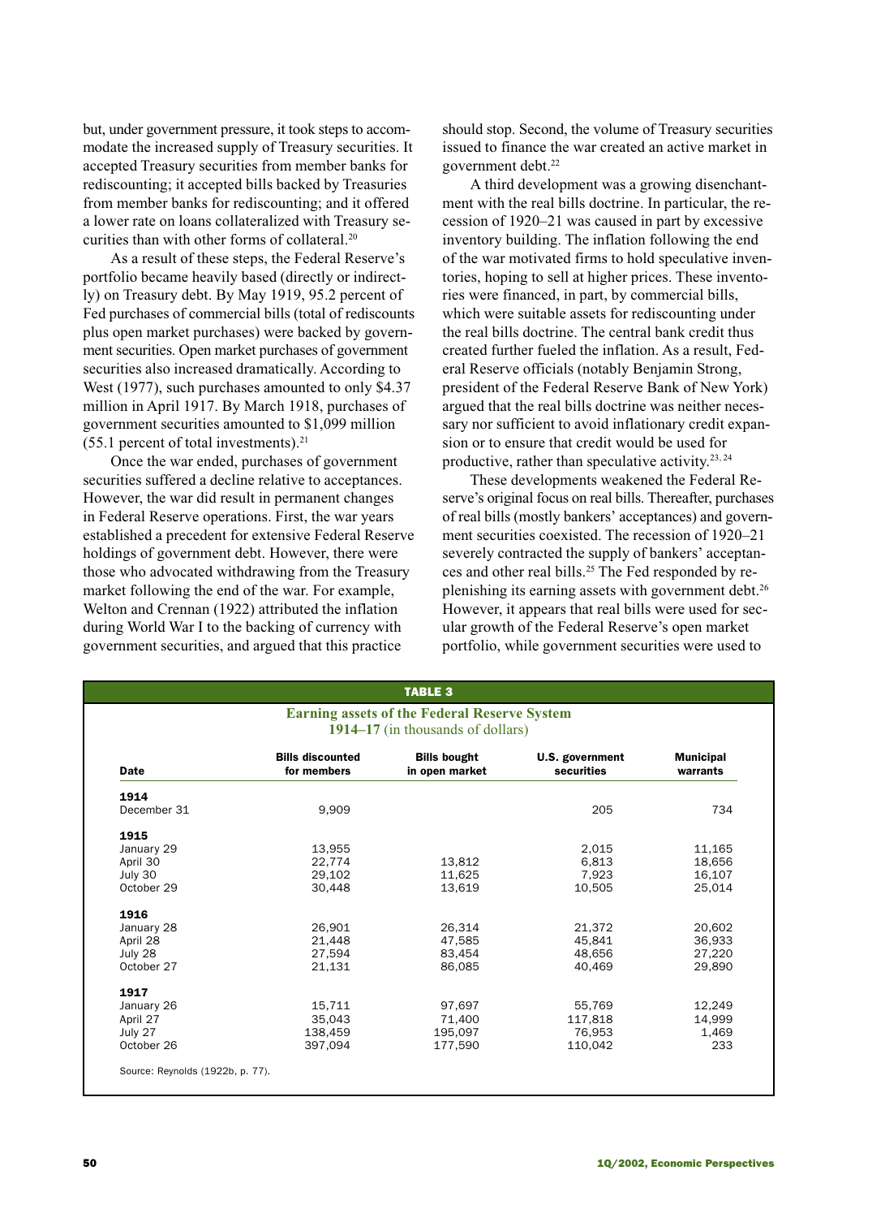but, under government pressure, it took steps to accommodate the increased supply of Treasury securities. It accepted Treasury securities from member banks for rediscounting; it accepted bills backed by Treasuries from member banks for rediscounting; and it offered a lower rate on loans collateralized with Treasury securities than with other forms of collateral.[20]

As a result of these steps, the Federal Reserve's portfolio became heavily based (directly or indirectly) on Treasury debt. By May 1919, 95.2 percent of Fed purchases of commercial bills (total of rediscounts plus open market purchases) were backed by government securities. Open market purchases of government securities also increased dramatically. According to West (1977), such purchases amounted to only $4.37 million in April 1917. By March 1918, purchases of government securities amounted to $1,099 million (55.1 percent of total investments).[21]

Once the war ended, purchases of government securities suffered a decline relative to acceptances. However, the war did result in permanent changes in Federal Reserve operations. First, the war years established a precedent for extensive Federal Reserve holdings of government debt. However, there were those who advocated withdrawing from the Treasury market following the end of the war. For example, Welton and Crennan (1922) attributed the inflation during World War I to the backing of currency with government securities, and argued that this practice should stop. Second, the volume of Treasury securities issued to finance the war created an active market in government debt.[22]

A third development was a growing disenchantment with the real bills doctrine. In particular, the recession of 1920–21 was caused in part by excessive inventory building. The inflation following the end of the war motivated firms to hold speculative inventories, hoping to sell at higher prices. These inventories were financed, in part, by commercial bills, which were suitable assets for rediscounting under the real bills doctrine. The central bank credit thus created further fueled the inflation. As a result, Federal Reserve officials (notably Benjamin Strong, president of the Federal Reserve Bank of New York) argued that the real bills doctrine was neither necessary nor sufficient to avoid inflationary credit expansion or to ensure that credit would be used for productive, rather than speculative activity.[23, 24]

These developments weakened the Federal Reserve's original focus on real bills. Thereafter, purchases of real bills (mostly bankers' acceptances) and government securities coexisted. The recession of 1920–21 severely contracted the supply of bankers' acceptances and other real bills.[25] The Fed responded by replenishing its earning assets with government debt.[26] However, it appears that real bills were used for secular growth of the Federal Reserve's open market portfolio, while government securities were used to

**TABLE 3**

**Earning assets of the Federal Reserve System**
**1914–17** (in thousands of dollars)

| Date | Bills discounted for members | Bills bought in open market | U.S. government securities | Municipal warrants |
|---|---|---|---|---|
| **1914** | | | | |
| December 31 | 9,909 | | 205 | 734 |
| **1915** | | | | |
| January 29 | 13,955 | | 2,015 | 11,165 |
| April 30 | 22,774 | 13,812 | 6,813 | 18,656 |
| July 30 | 29,102 | 11,625 | 7,923 | 16,107 |
| October 29 | 30,448 | 13,619 | 10,505 | 25,014 |
| **1916** | | | | |
| January 28 | 26,901 | 26,314 | 21,372 | 20,602 |
| April 28 | 21,448 | 47,585 | 45,841 | 36,933 |
| July 28 | 27,594 | 83,454 | 48,656 | 27,220 |
| October 27 | 21,131 | 86,085 | 40,469 | 29,890 |
| **1917** | | | | |
| January 26 | 15,711 | 97,697 | 55,769 | 12,249 |
| April 27 | 35,043 | 71,400 | 117,818 | 14,999 |
| July 27 | 138,459 | 195,097 | 76,953 | 1,469 |
| October 26 | 397,094 | 177,590 | 110,042 | 233 |

Source: Reynolds (1922b, p. 77).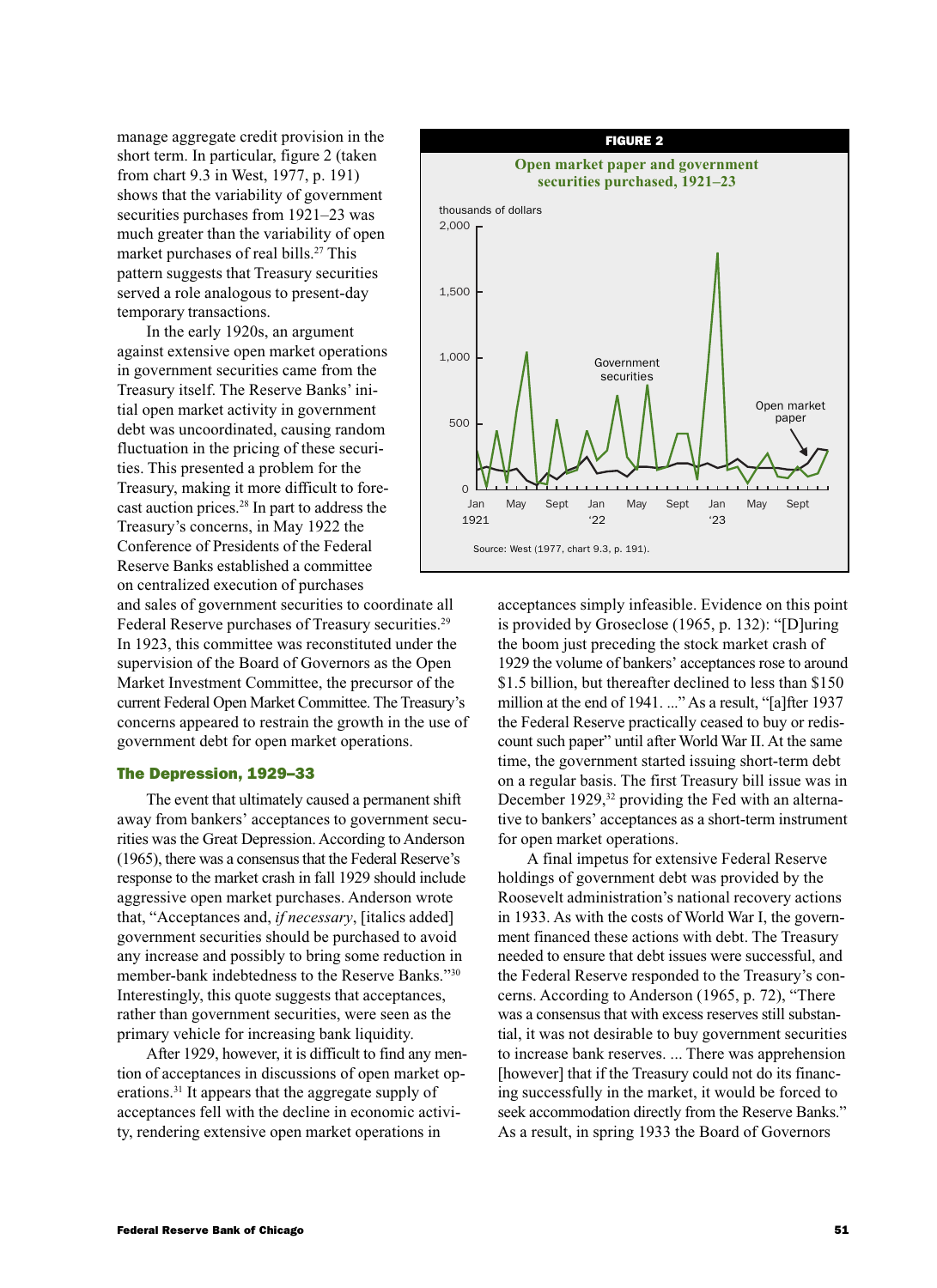manage aggregate credit provision in the short term. In particular, figure 2 (taken from chart 9.3 in West, 1977, p. 191) shows that the variability of government securities purchases from 1921–23 was much greater than the variability of open market purchases of real bills.[27] This pattern suggests that Treasury securities served a role analogous to present-day temporary transactions.

In the early 1920s, an argument against extensive open market operations in government securities came from the Treasury itself. The Reserve Banks' initial open market activity in government debt was uncoordinated, causing random fluctuation in the pricing of these securities. This presented a problem for the Treasury, making it more difficult to forecast auction prices.[28] In part to address the Treasury's concerns, in May 1922 the Conference of Presidents of the Federal Reserve Banks established a committee on centralized execution of purchases and sales of government securities to coordinate all Federal Reserve purchases of Treasury securities.[29] In 1923, this committee was reconstituted under the supervision of the Board of Governors as the Open Market Investment Committee, the precursor of the current Federal Open Market Committee. The Treasury's concerns appeared to restrain the growth in the use of government debt for open market operations.

**FIGURE 2**

**Open market paper and government securities purchased, 1921–23**

Source: West (1977, chart 9.3, p. 191).

## The Depression, 1929–33

The event that ultimately caused a permanent shift away from bankers' acceptances to government securities was the Great Depression. According to Anderson (1965), there was a consensus that the Federal Reserve's response to the market crash in fall 1929 should include aggressive open market purchases. Anderson wrote that, "Acceptances and, *if necessary*, [italics added] government securities should be purchased to avoid any increase and possibly to bring some reduction in member-bank indebtedness to the Reserve Banks."[30] Interestingly, this quote suggests that acceptances, rather than government securities, were seen as the primary vehicle for increasing bank liquidity.

After 1929, however, it is difficult to find any mention of acceptances in discussions of open market operations.[31] It appears that the aggregate supply of acceptances fell with the decline in economic activity, rendering extensive open market operations in acceptances simply infeasible. Evidence on this point is provided by Groseclose (1965, p. 132): "[D]uring the boom just preceding the stock market crash of 1929 the volume of bankers' acceptances rose to around $1.5 billion, but thereafter declined to less than $150 million at the end of 1941. ..." As a result, "[a]fter 1937 the Federal Reserve practically ceased to buy or rediscount such paper" until after World War II. At the same time, the government started issuing short-term debt on a regular basis. The first Treasury bill issue was in December 1929,[32] providing the Fed with an alternative to bankers' acceptances as a short-term instrument for open market operations.

A final impetus for extensive Federal Reserve holdings of government debt was provided by the Roosevelt administration's national recovery actions in 1933. As with the costs of World War I, the government financed these actions with debt. The Treasury needed to ensure that debt issues were successful, and the Federal Reserve responded to the Treasury's concerns. According to Anderson (1965, p. 72), "There was a consensus that with excess reserves still substantial, it was not desirable to buy government securities to increase bank reserves. ... There was apprehension [however] that if the Treasury could not do its financing successfully in the market, it would be forced to seek accommodation directly from the Reserve Banks." As a result, in spring 1933 the Board of Governors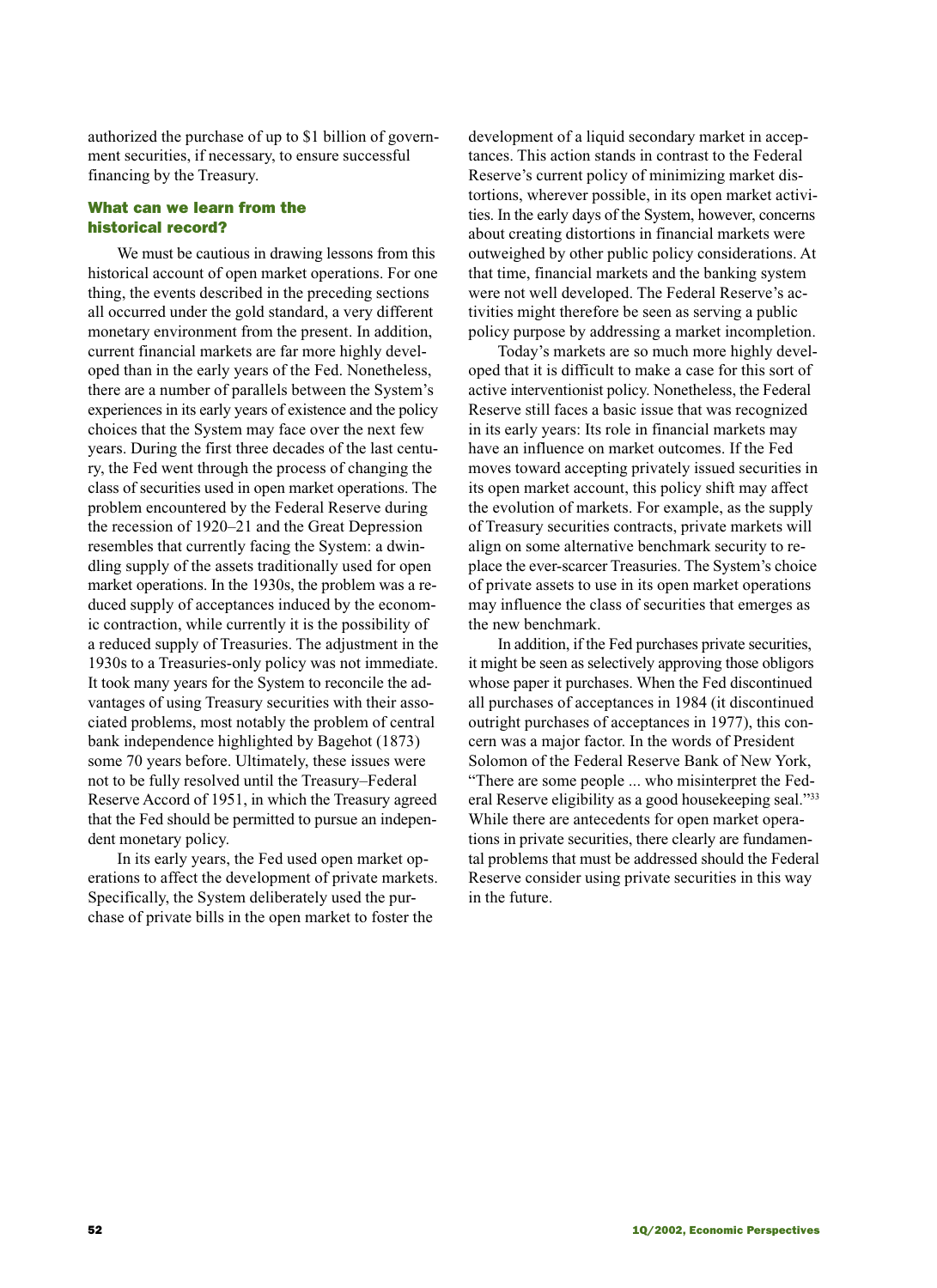authorized the purchase of up to $1 billion of government securities, if necessary, to ensure successful financing by the Treasury.

### What can we learn from the historical record?

We must be cautious in drawing lessons from this historical account of open market operations. For one thing, the events described in the preceding sections all occurred under the gold standard, a very different monetary environment from the present. In addition, current financial markets are far more highly developed than in the early years of the Fed. Nonetheless, there are a number of parallels between the System's experiences in its early years of existence and the policy choices that the System may face over the next few years. During the first three decades of the last century, the Fed went through the process of changing the class of securities used in open market operations. The problem encountered by the Federal Reserve during the recession of 1920–21 and the Great Depression resembles that currently facing the System: a dwindling supply of the assets traditionally used for open market operations. In the 1930s, the problem was a reduced supply of acceptances induced by the economic contraction, while currently it is the possibility of a reduced supply of Treasuries. The adjustment in the 1930s to a Treasuries-only policy was not immediate. It took many years for the System to reconcile the advantages of using Treasury securities with their associated problems, most notably the problem of central bank independence highlighted by Bagehot (1873) some 70 years before. Ultimately, these issues were not to be fully resolved until the Treasury–Federal Reserve Accord of 1951, in which the Treasury agreed that the Fed should be permitted to pursue an independent monetary policy.

In its early years, the Fed used open market operations to affect the development of private markets. Specifically, the System deliberately used the purchase of private bills in the open market to foster the development of a liquid secondary market in acceptances. This action stands in contrast to the Federal Reserve's current policy of minimizing market distortions, wherever possible, in its open market activities. In the early days of the System, however, concerns about creating distortions in financial markets were outweighed by other public policy considerations. At that time, financial markets and the banking system were not well developed. The Federal Reserve's activities might therefore be seen as serving a public policy purpose by addressing a market incompletion.

Today's markets are so much more highly developed that it is difficult to make a case for this sort of active interventionist policy. Nonetheless, the Federal Reserve still faces a basic issue that was recognized in its early years: Its role in financial markets may have an influence on market outcomes. If the Fed moves toward accepting privately issued securities in its open market account, this policy shift may affect the evolution of markets. For example, as the supply of Treasury securities contracts, private markets will align on some alternative benchmark security to replace the ever-scarcer Treasuries. The System's choice of private assets to use in its open market operations may influence the class of securities that emerges as the new benchmark.

In addition, if the Fed purchases private securities, it might be seen as selectively approving those obligors whose paper it purchases. When the Fed discontinued all purchases of acceptances in 1984 (it discontinued outright purchases of acceptances in 1977), this concern was a major factor. In the words of President Solomon of the Federal Reserve Bank of New York, "There are some people ... who misinterpret the Federal Reserve eligibility as a good housekeeping seal."[33] While there are antecedents for open market operations in private securities, there clearly are fundamental problems that must be addressed should the Federal Reserve consider using private securities in this way in the future.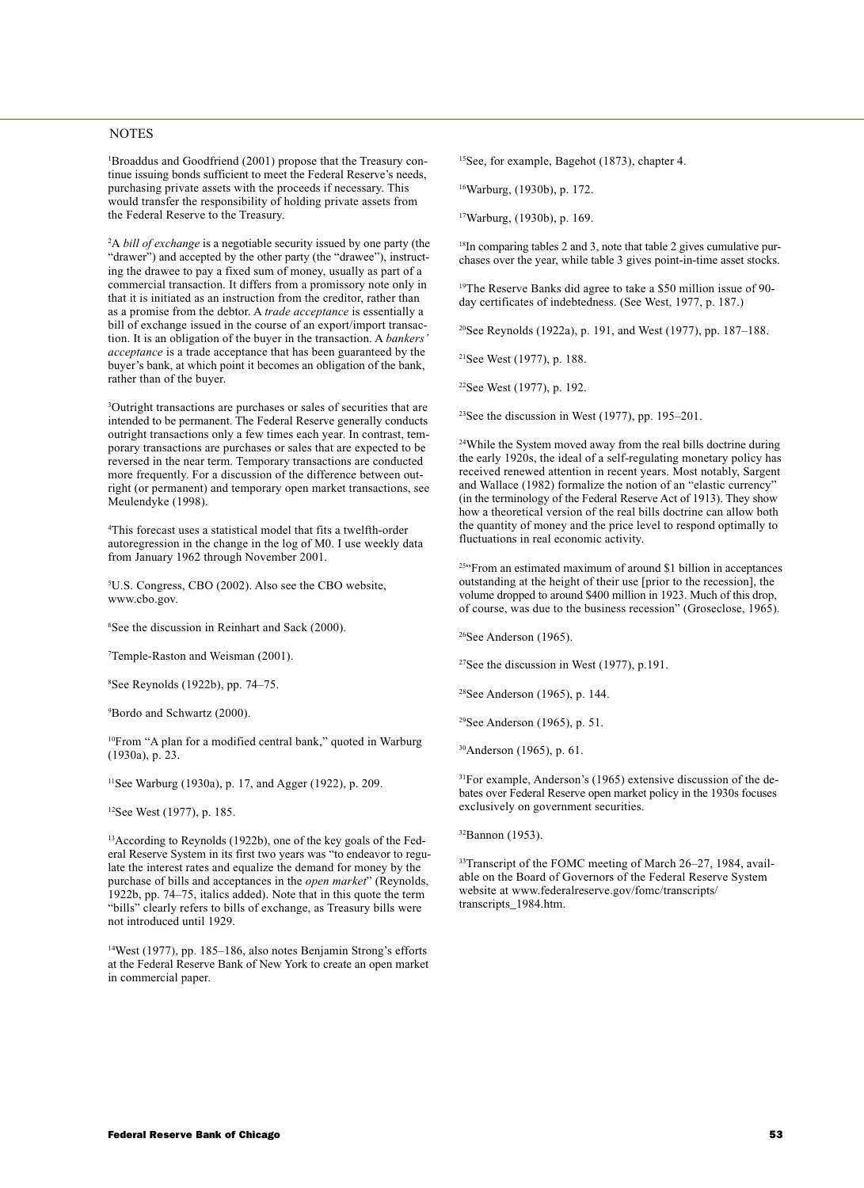## NOTES

[1]Broaddus and Goodfriend (2001) propose that the Treasury continue issuing bonds sufficient to meet the Federal Reserve's needs, purchasing private assets with the proceeds if necessary. This would transfer the responsibility of holding private assets from the Federal Reserve to the Treasury.

[2]A *bill of exchange* is a negotiable security issued by one party (the "drawer") and accepted by the other party (the "drawee"), instructing the drawee to pay a fixed sum of money, usually as part of a commercial transaction. It differs from a promissory note only in that it is initiated as an instruction from the creditor, rather than as a promise from the debtor. A *trade acceptance* is essentially a bill of exchange issued in the course of an export/import transaction. It is an obligation of the buyer in the transaction. A *bankers' acceptance* is a trade acceptance that has been guaranteed by the buyer's bank, at which point it becomes an obligation of the bank, rather than of the buyer.

[3]Outright transactions are purchases or sales of securities that are intended to be permanent. The Federal Reserve generally conducts outright transactions only a few times each year. In contrast, temporary transactions are purchases or sales that are expected to be reversed in the near term. Temporary transactions are conducted more frequently. For a discussion of the difference between outright (or permanent) and temporary open market transactions, see Meulendyke (1998).

[4]This forecast uses a statistical model that fits a twelfth-order autoregression in the change in the log of M0. I use weekly data from January 1962 through November 2001.

[5]U.S. Congress, CBO (2002). Also see the CBO website, www.cbo.gov.

[6]See the discussion in Reinhart and Sack (2000).

[7]Temple-Raston and Weisman (2001).

[8]See Reynolds (1922b), pp. 74–75.

[9]Bordo and Schwartz (2000).

[10]From "A plan for a modified central bank," quoted in Warburg (1930a), p. 23.

[11]See Warburg (1930a), p. 17, and Agger (1922), p. 209.

[12]See West (1977), p. 185.

[13]According to Reynolds (1922b), one of the key goals of the Federal Reserve System in its first two years was "to endeavor to regulate the interest rates and equalize the demand for money by the purchase of bills and acceptances in the *open market*" (Reynolds, 1922b, pp. 74–75, italics added). Note that in this quote the term "bills" clearly refers to bills of exchange, as Treasury bills were not introduced until 1929.

[14]West (1977), pp. 185–186, also notes Benjamin Strong's efforts at the Federal Reserve Bank of New York to create an open market in commercial paper.

[15]See, for example, Bagehot (1873), chapter 4.

[16]Warburg, (1930b), p. 172.

[17]Warburg, (1930b), p. 169.

[18]In comparing tables 2 and 3, note that table 2 gives cumulative purchases over the year, while table 3 gives point-in-time asset stocks.

[19]The Reserve Banks did agree to take a \$50 million issue of 90-day certificates of indebtedness. (See West, 1977, p. 187.)

[20]See Reynolds (1922a), p. 191, and West (1977), pp. 187–188.

[21]See West (1977), p. 188.

[22]See West (1977), p. 192.

[23]See the discussion in West (1977), pp. 195–201.

[24]While the System moved away from the real bills doctrine during the early 1920s, the ideal of a self-regulating monetary policy has received renewed attention in recent years. Most notably, Sargent and Wallace (1982) formalize the notion of an "elastic currency" (in the terminology of the Federal Reserve Act of 1913). They show how a theoretical version of the real bills doctrine can allow both the quantity of money and the price level to respond optimally to fluctuations in real economic activity.

[25]"From an estimated maximum of around \$1 billion in acceptances outstanding at the height of their use [prior to the recession], the volume dropped to around \$400 million in 1923. Much of this drop, of course, was due to the business recession" (Groseclose, 1965).

[26]See Anderson (1965).

[27]See the discussion in West (1977), p.191.

[28]See Anderson (1965), p. 144.

[29]See Anderson (1965), p. 51.

[30]Anderson (1965), p. 61.

[31]For example, Anderson's (1965) extensive discussion of the debates over Federal Reserve open market policy in the 1930s focuses exclusively on government securities.

[32]Bannon (1953).

[33]Transcript of the FOMC meeting of March 26–27, 1984, available on the Board of Governors of the Federal Reserve System website at www.federalreserve.gov/fomc/transcripts/transcripts_1984.htm.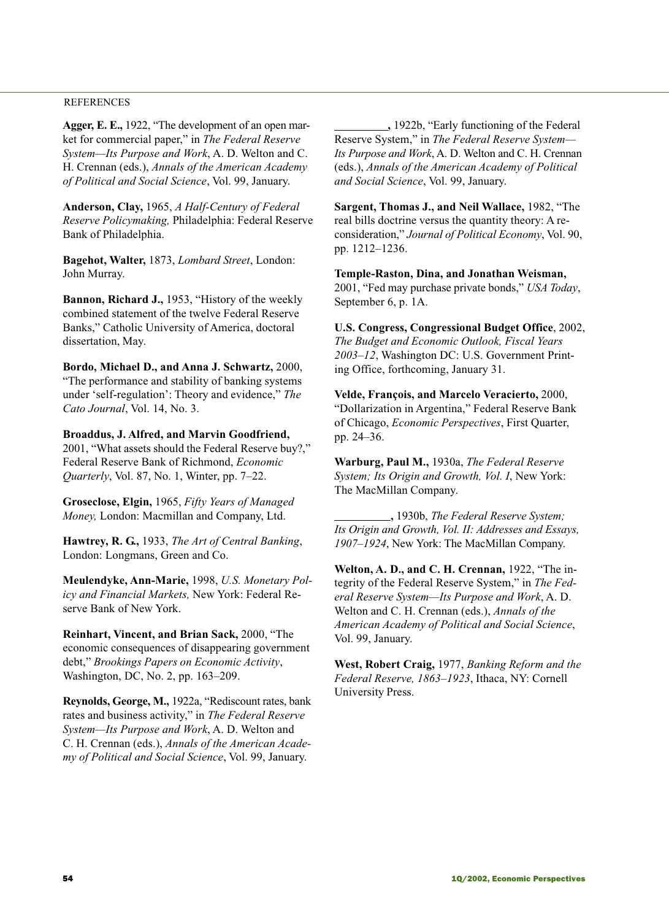REFERENCES

**Agger, E. E.,** 1922, "The development of an open market for commercial paper," in *The Federal Reserve System—Its Purpose and Work*, A. D. Welton and C. H. Crennan (eds.), *Annals of the American Academy of Political and Social Science*, Vol. 99, January.

**Anderson, Clay,** 1965, *A Half-Century of Federal Reserve Policymaking,* Philadelphia: Federal Reserve Bank of Philadelphia.

**Bagehot, Walter,** 1873, *Lombard Street*, London: John Murray.

**Bannon, Richard J.,** 1953, "History of the weekly combined statement of the twelve Federal Reserve Banks," Catholic University of America, doctoral dissertation, May.

**Bordo, Michael D., and Anna J. Schwartz,** 2000, "The performance and stability of banking systems under 'self-regulation': Theory and evidence," *The Cato Journal*, Vol. 14, No. 3.

**Broaddus, J. Alfred, and Marvin Goodfriend,** 2001, "What assets should the Federal Reserve buy?," Federal Reserve Bank of Richmond, *Economic Quarterly*, Vol. 87, No. 1, Winter, pp. 7–22.

**Groseclose, Elgin,** 1965, *Fifty Years of Managed Money,* London: Macmillan and Company, Ltd.

**Hawtrey, R. G.,** 1933, *The Art of Central Banking*, London: Longmans, Green and Co.

**Meulendyke, Ann-Marie,** 1998, *U.S. Monetary Policy and Financial Markets,* New York: Federal Reserve Bank of New York.

**Reinhart, Vincent, and Brian Sack,** 2000, "The economic consequences of disappearing government debt," *Brookings Papers on Economic Activity*, Washington, DC, No. 2, pp. 163–209.

**Reynolds, George, M.,** 1922a, "Rediscount rates, bank rates and business activity," in *The Federal Reserve System—Its Purpose and Work*, A. D. Welton and C. H. Crennan (eds.), *Annals of the American Academy of Political and Social Science*, Vol. 99, January.

**__________,** 1922b, "Early functioning of the Federal Reserve System," in *The Federal Reserve System—Its Purpose and Work*, A. D. Welton and C. H. Crennan (eds.), *Annals of the American Academy of Political and Social Science*, Vol. 99, January.

**Sargent, Thomas J., and Neil Wallace,** 1982, "The real bills doctrine versus the quantity theory: A reconsideration," *Journal of Political Economy*, Vol. 90, pp. 1212–1236.

**Temple-Raston, Dina, and Jonathan Weisman,** 2001, "Fed may purchase private bonds," *USA Today*, September 6, p. 1A.

**U.S. Congress, Congressional Budget Office**, 2002, *The Budget and Economic Outlook, Fiscal Years 2003–12*, Washington DC: U.S. Government Printing Office, forthcoming, January 31.

**Velde, François, and Marcelo Veracierto,** 2000, "Dollarization in Argentina," Federal Reserve Bank of Chicago, *Economic Perspectives*, First Quarter, pp. 24–36.

**Warburg, Paul M.,** 1930a, *The Federal Reserve System; Its Origin and Growth, Vol. I*, New York: The MacMillan Company.

**__________,** 1930b, *The Federal Reserve System; Its Origin and Growth, Vol. II: Addresses and Essays, 1907–1924*, New York: The MacMillan Company.

**Welton, A. D., and C. H. Crennan,** 1922, "The integrity of the Federal Reserve System," in *The Federal Reserve System—Its Purpose and Work*, A. D. Welton and C. H. Crennan (eds.), *Annals of the American Academy of Political and Social Science*, Vol. 99, January.

**West, Robert Craig,** 1977, *Banking Reform and the Federal Reserve, 1863–1923*, Ithaca, NY: Cornell University Press.